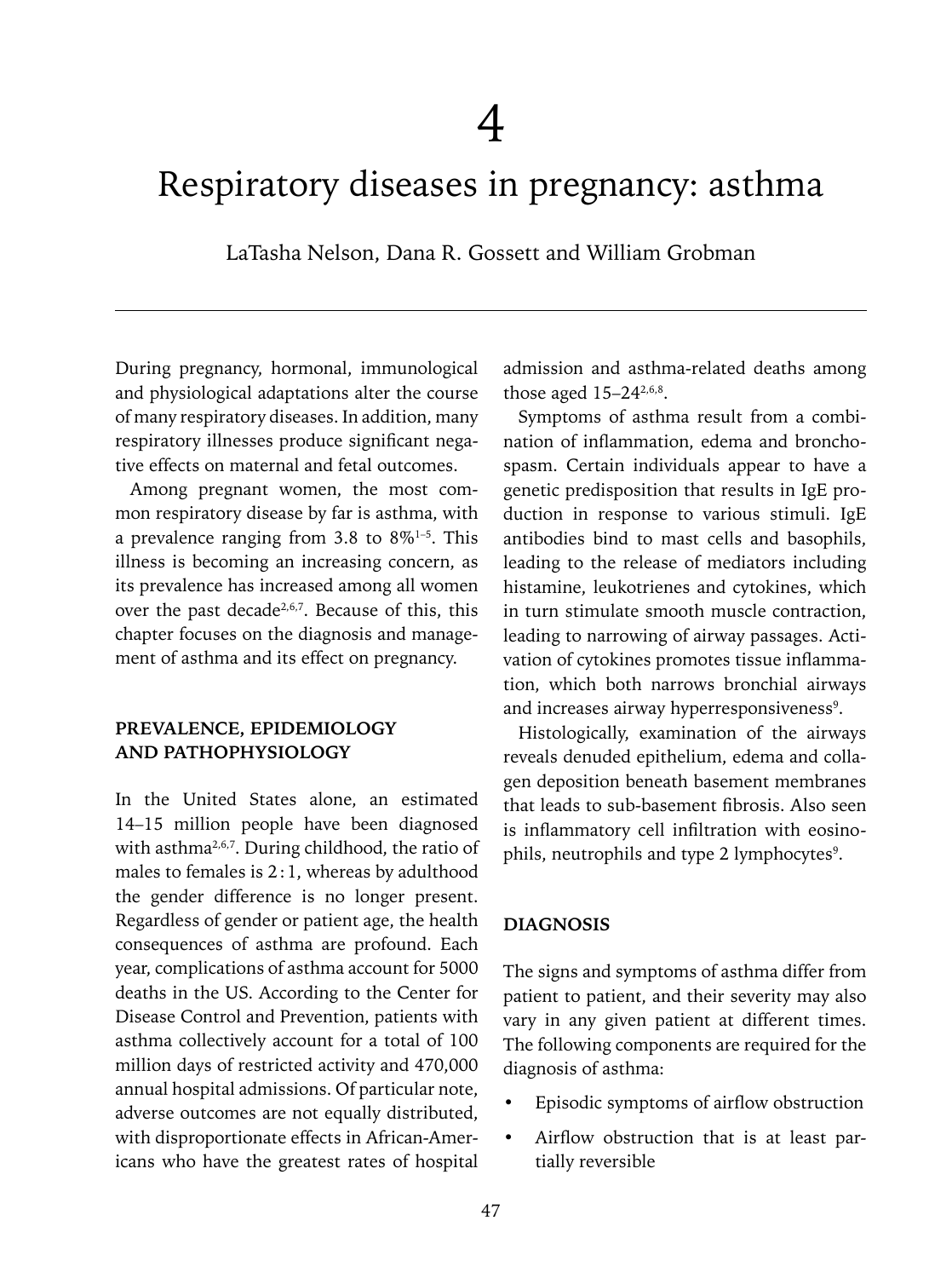# 4

# Respiratory diseases in pregnancy: asthma

LaTasha Nelson, Dana R. Gossett and William Grobman

---

During pregnancy, hormonal, immunological and physiological adaptations alter the course of many respiratory diseases. In addition, many respiratory illnesses produce significant negative effects on maternal and fetal outcomes.

Among pregnant women, the most common respiratory disease by far is asthma, with a prevalence ranging from 3.8 to 8%[1–5]. This illness is becoming an increasing concern, as its prevalence has increased among all women over the past decade[2,6,7]. Because of this, this chapter focuses on the diagnosis and management of asthma and its effect on pregnancy.

## PREVALENCE, EPIDEMIOLOGY AND PATHOPHYSIOLOGY

In the United States alone, an estimated 14–15 million people have been diagnosed with asthma[2,6,7]. During childhood, the ratio of males to females is 2 : 1, whereas by adulthood the gender difference is no longer present. Regardless of gender or patient age, the health consequences of asthma are profound. Each year, complications of asthma account for 5000 deaths in the US. According to the Center for Disease Control and Prevention, patients with asthma collectively account for a total of 100 million days of restricted activity and 470,000 annual hospital admissions. Of particular note, adverse outcomes are not equally distributed, with disproportionate effects in African-Americans who have the greatest rates of hospital admission and asthma-related deaths among those aged 15–24[2,6,8].

Symptoms of asthma result from a combination of inflammation, edema and bronchospasm. Certain individuals appear to have a genetic predisposition that results in IgE production in response to various stimuli. IgE antibodies bind to mast cells and basophils, leading to the release of mediators including histamine, leukotrienes and cytokines, which in turn stimulate smooth muscle contraction, leading to narrowing of airway passages. Activation of cytokines promotes tissue inflammation, which both narrows bronchial airways and increases airway hyperresponsiveness[9].

Histologically, examination of the airways reveals denuded epithelium, edema and collagen deposition beneath basement membranes that leads to sub-basement fibrosis. Also seen is inflammatory cell infiltration with eosinophils, neutrophils and type 2 lymphocytes[9].

## DIAGNOSIS

The signs and symptoms of asthma differ from patient to patient, and their severity may also vary in any given patient at different times. The following components are required for the diagnosis of asthma:

- Episodic symptoms of airflow obstruction
- Airflow obstruction that is at least partially reversible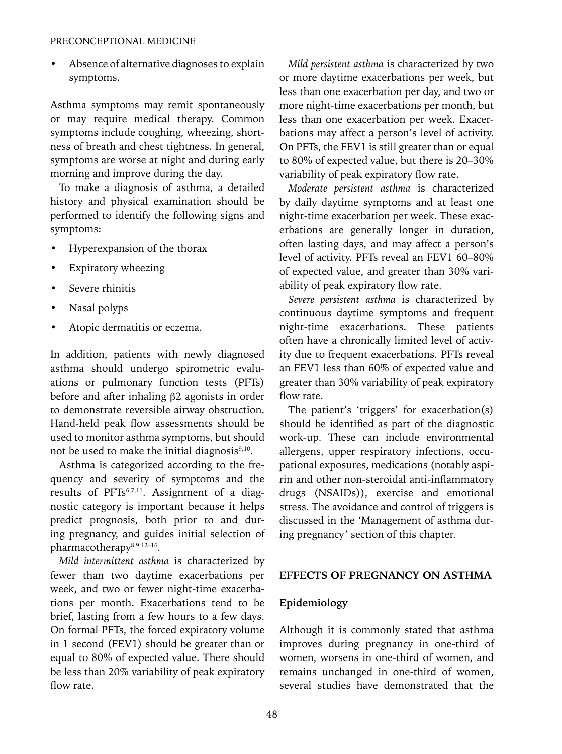- Absence of alternative diagnoses to explain symptoms.

Asthma symptoms may remit spontaneously or may require medical therapy. Common symptoms include coughing, wheezing, shortness of breath and chest tightness. In general, symptoms are worse at night and during early morning and improve during the day.

To make a diagnosis of asthma, a detailed history and physical examination should be performed to identify the following signs and symptoms:

- Hyperexpansion of the thorax
- Expiratory wheezing
- Severe rhinitis
- Nasal polyps
- Atopic dermatitis or eczema.

In addition, patients with newly diagnosed asthma should undergo spirometric evaluations or pulmonary function tests (PFTs) before and after inhaling β2 agonists in order to demonstrate reversible airway obstruction. Hand-held peak flow assessments should be used to monitor asthma symptoms, but should not be used to make the initial diagnosis[9,10].

Asthma is categorized according to the frequency and severity of symptoms and the results of PFTs[6,7,11]. Assignment of a diagnostic category is important because it helps predict prognosis, both prior to and during pregnancy, and guides initial selection of pharmacotherapy[8,9,12–16].

*Mild intermittent asthma* is characterized by fewer than two daytime exacerbations per week, and two or fewer night-time exacerbations per month. Exacerbations tend to be brief, lasting from a few hours to a few days. On formal PFTs, the forced expiratory volume in 1 second (FEV1) should be greater than or equal to 80% of expected value. There should be less than 20% variability of peak expiratory flow rate.

*Mild persistent asthma* is characterized by two or more daytime exacerbations per week, but less than one exacerbation per day, and two or more night-time exacerbations per month, but less than one exacerbation per week. Exacerbations may affect a person's level of activity. On PFTs, the FEV1 is still greater than or equal to 80% of expected value, but there is 20–30% variability of peak expiratory flow rate.

*Moderate persistent asthma* is characterized by daily daytime symptoms and at least one night-time exacerbation per week. These exacerbations are generally longer in duration, often lasting days, and may affect a person's level of activity. PFTs reveal an FEV1 60–80% of expected value, and greater than 30% variability of peak expiratory flow rate.

*Severe persistent asthma* is characterized by continuous daytime symptoms and frequent night-time exacerbations. These patients often have a chronically limited level of activity due to frequent exacerbations. PFTs reveal an FEV1 less than 60% of expected value and greater than 30% variability of peak expiratory flow rate.

The patient's 'triggers' for exacerbation(s) should be identified as part of the diagnostic work-up. These can include environmental allergens, upper respiratory infections, occupational exposures, medications (notably aspirin and other non-steroidal anti-inflammatory drugs (NSAIDs)), exercise and emotional stress. The avoidance and control of triggers is discussed in the 'Management of asthma during pregnancy' section of this chapter.

## EFFECTS OF PREGNANCY ON ASTHMA

### Epidemiology

Although it is commonly stated that asthma improves during pregnancy in one-third of women, worsens in one-third of women, and remains unchanged in one-third of women, several studies have demonstrated that the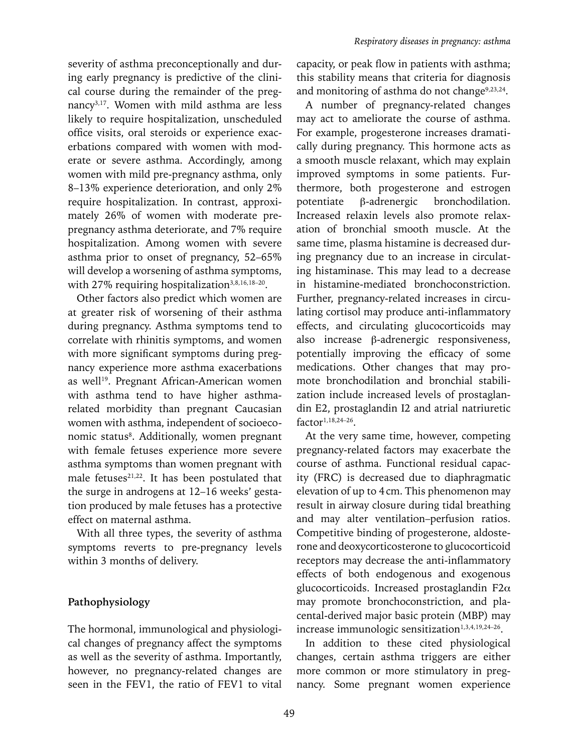severity of asthma preconceptionally and during early pregnancy is predictive of the clinical course during the remainder of the pregnancy[3,17]. Women with mild asthma are less likely to require hospitalization, unscheduled office visits, oral steroids or experience exacerbations compared with women with moderate or severe asthma. Accordingly, among women with mild pre-pregnancy asthma, only 8–13% experience deterioration, and only 2% require hospitalization. In contrast, approximately 26% of women with moderate pre-pregnancy asthma deteriorate, and 7% require hospitalization. Among women with severe asthma prior to onset of pregnancy, 52–65% will develop a worsening of asthma symptoms, with 27% requiring hospitalization[3,8,16,18–20].

Other factors also predict which women are at greater risk of worsening of their asthma during pregnancy. Asthma symptoms tend to correlate with rhinitis symptoms, and women with more significant symptoms during pregnancy experience more asthma exacerbations as well[19]. Pregnant African-American women with asthma tend to have higher asthma-related morbidity than pregnant Caucasian women with asthma, independent of socioeconomic status[8]. Additionally, women pregnant with female fetuses experience more severe asthma symptoms than women pregnant with male fetuses[21,22]. It has been postulated that the surge in androgens at 12–16 weeks' gestation produced by male fetuses has a protective effect on maternal asthma.

With all three types, the severity of asthma symptoms reverts to pre-pregnancy levels within 3 months of delivery.

## Pathophysiology

The hormonal, immunological and physiological changes of pregnancy affect the symptoms as well as the severity of asthma. Importantly, however, no pregnancy-related changes are seen in the FEV1, the ratio of FEV1 to vital capacity, or peak flow in patients with asthma; this stability means that criteria for diagnosis and monitoring of asthma do not change[9,23,24].

A number of pregnancy-related changes may act to ameliorate the course of asthma. For example, progesterone increases dramatically during pregnancy. This hormone acts as a smooth muscle relaxant, which may explain improved symptoms in some patients. Furthermore, both progesterone and estrogen potentiate β-adrenergic bronchodilation. Increased relaxin levels also promote relaxation of bronchial smooth muscle. At the same time, plasma histamine is decreased during pregnancy due to an increase in circulating histaminase. This may lead to a decrease in histamine-mediated bronchoconstriction. Further, pregnancy-related increases in circulating cortisol may produce anti-inflammatory effects, and circulating glucocorticoids may also increase β-adrenergic responsiveness, potentially improving the efficacy of some medications. Other changes that may promote bronchodilation and bronchial stabilization include increased levels of prostaglandin E2, prostaglandin I2 and atrial natriuretic factor[1,18,24–26].

At the very same time, however, competing pregnancy-related factors may exacerbate the course of asthma. Functional residual capacity (FRC) is decreased due to diaphragmatic elevation of up to 4 cm. This phenomenon may result in airway closure during tidal breathing and may alter ventilation–perfusion ratios. Competitive binding of progesterone, aldosterone and deoxycorticosterone to glucocorticoid receptors may decrease the anti-inflammatory effects of both endogenous and exogenous glucocorticoids. Increased prostaglandin F2$\alpha$ may promote bronchoconstriction, and placental-derived major basic protein (MBP) may increase immunologic sensitization[1,3,4,19,24–26].

In addition to these cited physiological changes, certain asthma triggers are either more common or more stimulatory in pregnancy. Some pregnant women experience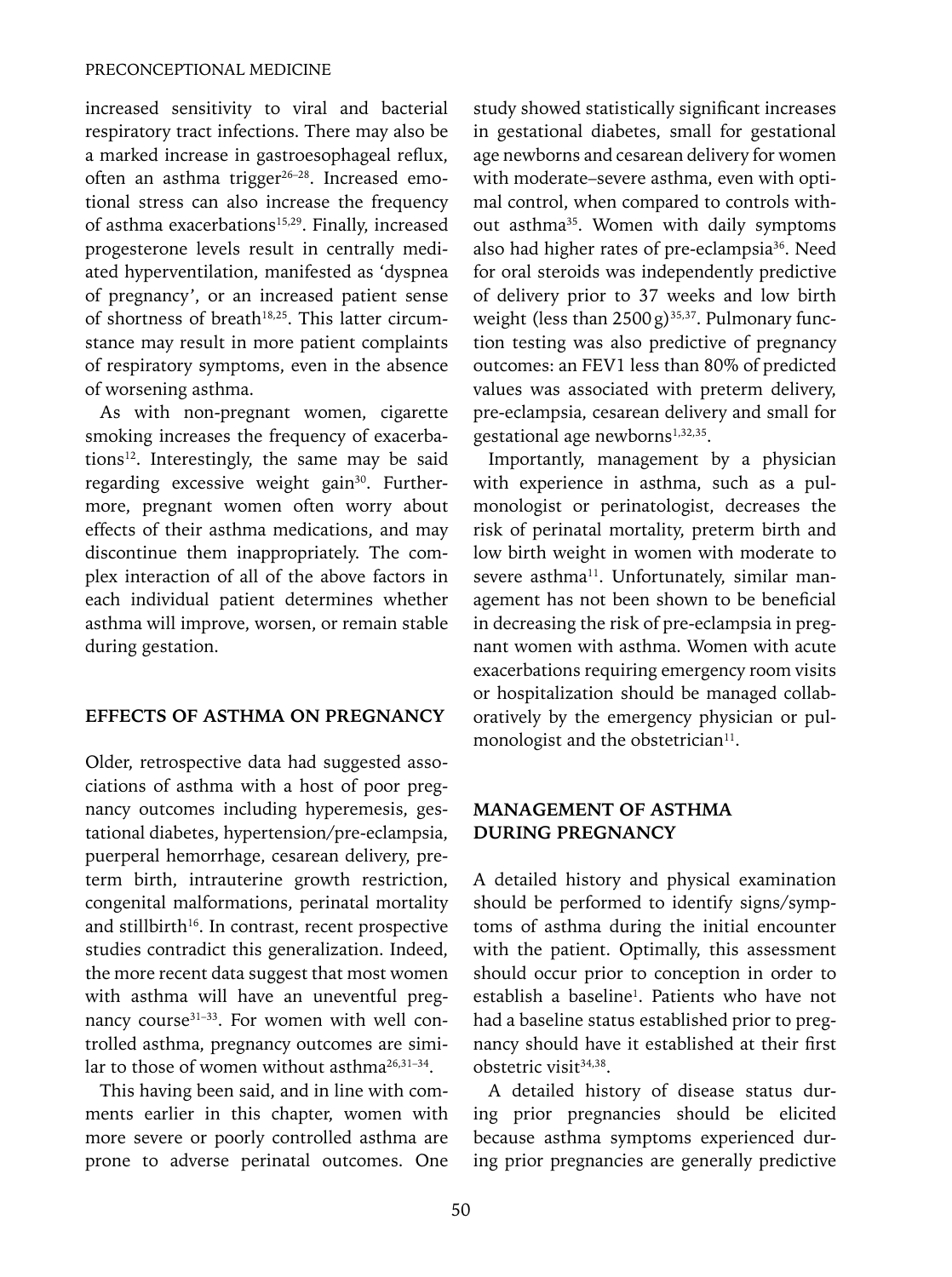increased sensitivity to viral and bacterial respiratory tract infections. There may also be a marked increase in gastroesophageal reflux, often an asthma trigger[26–28]. Increased emotional stress can also increase the frequency of asthma exacerbations[15,29]. Finally, increased progesterone levels result in centrally mediated hyperventilation, manifested as 'dyspnea of pregnancy', or an increased patient sense of shortness of breath[18,25]. This latter circumstance may result in more patient complaints of respiratory symptoms, even in the absence of worsening asthma.

As with non-pregnant women, cigarette smoking increases the frequency of exacerbations[12]. Interestingly, the same may be said regarding excessive weight gain[30]. Furthermore, pregnant women often worry about effects of their asthma medications, and may discontinue them inappropriately. The complex interaction of all of the above factors in each individual patient determines whether asthma will improve, worsen, or remain stable during gestation.

## EFFECTS OF ASTHMA ON PREGNANCY

Older, retrospective data had suggested associations of asthma with a host of poor pregnancy outcomes including hyperemesis, gestational diabetes, hypertension/pre-eclampsia, puerperal hemorrhage, cesarean delivery, preterm birth, intrauterine growth restriction, congenital malformations, perinatal mortality and stillbirth[16]. In contrast, recent prospective studies contradict this generalization. Indeed, the more recent data suggest that most women with asthma will have an uneventful pregnancy course[31–33]. For women with well controlled asthma, pregnancy outcomes are similar to those of women without asthma[26,31–34].

This having been said, and in line with comments earlier in this chapter, women with more severe or poorly controlled asthma are prone to adverse perinatal outcomes. One study showed statistically significant increases in gestational diabetes, small for gestational age newborns and cesarean delivery for women with moderate–severe asthma, even with optimal control, when compared to controls without asthma[35]. Women with daily symptoms also had higher rates of pre-eclampsia[36]. Need for oral steroids was independently predictive of delivery prior to 37 weeks and low birth weight (less than 2500 g)[35,37]. Pulmonary function testing was also predictive of pregnancy outcomes: an FEV1 less than 80% of predicted values was associated with preterm delivery, pre-eclampsia, cesarean delivery and small for gestational age newborns[1,32,35].

Importantly, management by a physician with experience in asthma, such as a pulmonologist or perinatologist, decreases the risk of perinatal mortality, preterm birth and low birth weight in women with moderate to severe asthma[11]. Unfortunately, similar management has not been shown to be beneficial in decreasing the risk of pre-eclampsia in pregnant women with asthma. Women with acute exacerbations requiring emergency room visits or hospitalization should be managed collaboratively by the emergency physician or pulmonologist and the obstetrician[11].

## MANAGEMENT OF ASTHMA DURING PREGNANCY

A detailed history and physical examination should be performed to identify signs/symptoms of asthma during the initial encounter with the patient. Optimally, this assessment should occur prior to conception in order to establish a baseline[1]. Patients who have not had a baseline status established prior to pregnancy should have it established at their first obstetric visit[34,38].

A detailed history of disease status during prior pregnancies should be elicited because asthma symptoms experienced during prior pregnancies are generally predictive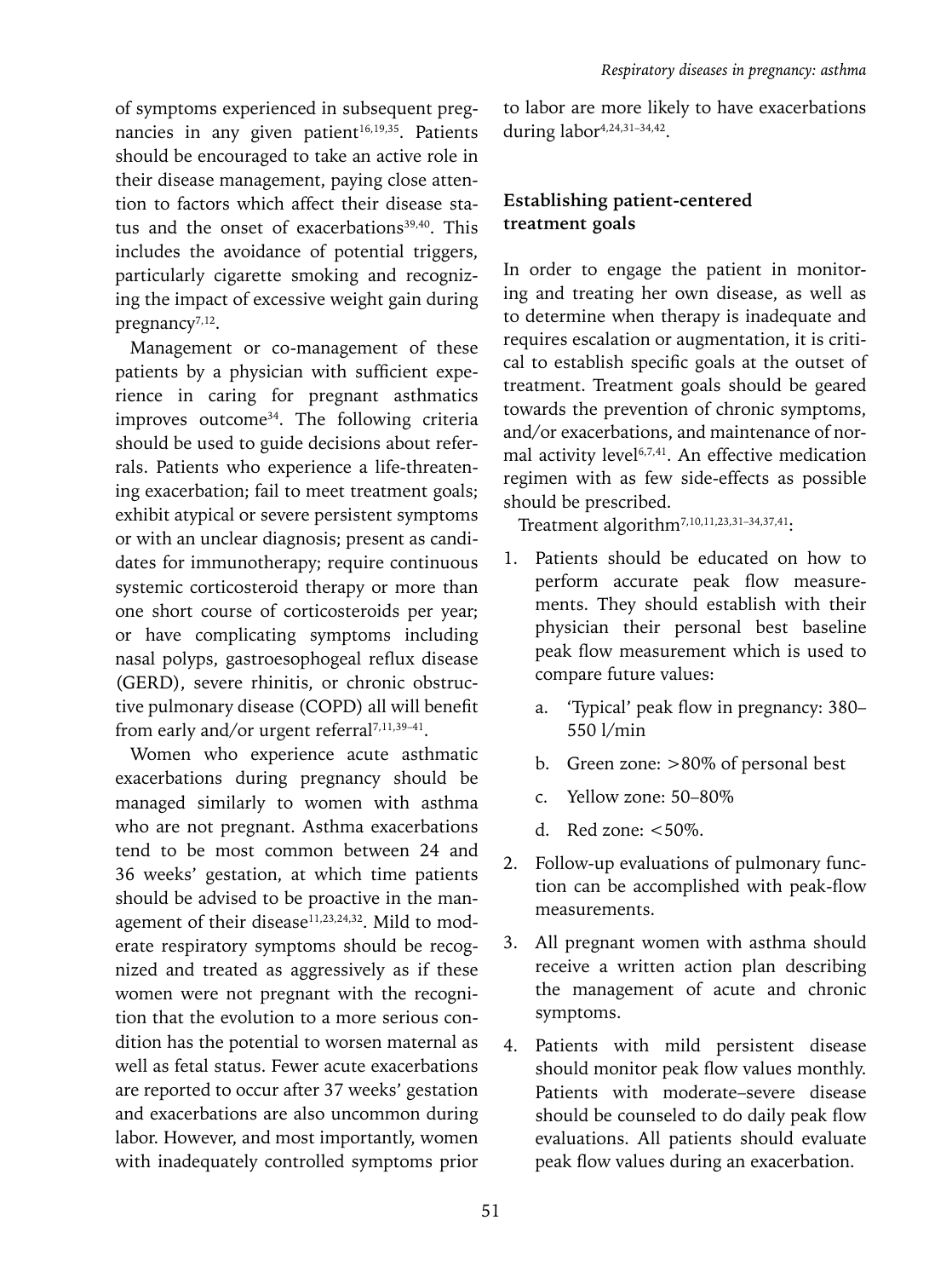of symptoms experienced in subsequent pregnancies in any given patient[16,19,35]. Patients should be encouraged to take an active role in their disease management, paying close attention to factors which affect their disease status and the onset of exacerbations[39,40]. This includes the avoidance of potential triggers, particularly cigarette smoking and recognizing the impact of excessive weight gain during pregnancy[7,12].

Management or co-management of these patients by a physician with sufficient experience in caring for pregnant asthmatics improves outcome[34]. The following criteria should be used to guide decisions about referrals. Patients who experience a life-threatening exacerbation; fail to meet treatment goals; exhibit atypical or severe persistent symptoms or with an unclear diagnosis; present as candidates for immunotherapy; require continuous systemic corticosteroid therapy or more than one short course of corticosteroids per year; or have complicating symptoms including nasal polyps, gastroesophogeal reflux disease (GERD), severe rhinitis, or chronic obstructive pulmonary disease (COPD) all will benefit from early and/or urgent referral[7,11,39–41].

Women who experience acute asthmatic exacerbations during pregnancy should be managed similarly to women with asthma who are not pregnant. Asthma exacerbations tend to be most common between 24 and 36 weeks' gestation, at which time patients should be advised to be proactive in the management of their disease[11,23,24,32]. Mild to moderate respiratory symptoms should be recognized and treated as aggressively as if these women were not pregnant with the recognition that the evolution to a more serious condition has the potential to worsen maternal as well as fetal status. Fewer acute exacerbations are reported to occur after 37 weeks' gestation and exacerbations are also uncommon during labor. However, and most importantly, women with inadequately controlled symptoms prior to labor are more likely to have exacerbations during labor[4,24,31–34,42].

## Establishing patient-centered treatment goals

In order to engage the patient in monitoring and treating her own disease, as well as to determine when therapy is inadequate and requires escalation or augmentation, it is critical to establish specific goals at the outset of treatment. Treatment goals should be geared towards the prevention of chronic symptoms, and/or exacerbations, and maintenance of normal activity level[6,7,41]. An effective medication regimen with as few side-effects as possible should be prescribed.

Treatment algorithm[7,10,11,23,31–34,37,41]:

1. Patients should be educated on how to perform accurate peak flow measurements. They should establish with their physician their personal best baseline peak flow measurement which is used to compare future values:
    a. 'Typical' peak flow in pregnancy: 380–550 l/min
    b. Green zone: >80% of personal best
    c. Yellow zone: 50–80%
    d. Red zone: <50%.
2. Follow-up evaluations of pulmonary function can be accomplished with peak-flow measurements.
3. All pregnant women with asthma should receive a written action plan describing the management of acute and chronic symptoms.
4. Patients with mild persistent disease should monitor peak flow values monthly. Patients with moderate–severe disease should be counseled to do daily peak flow evaluations. All patients should evaluate peak flow values during an exacerbation.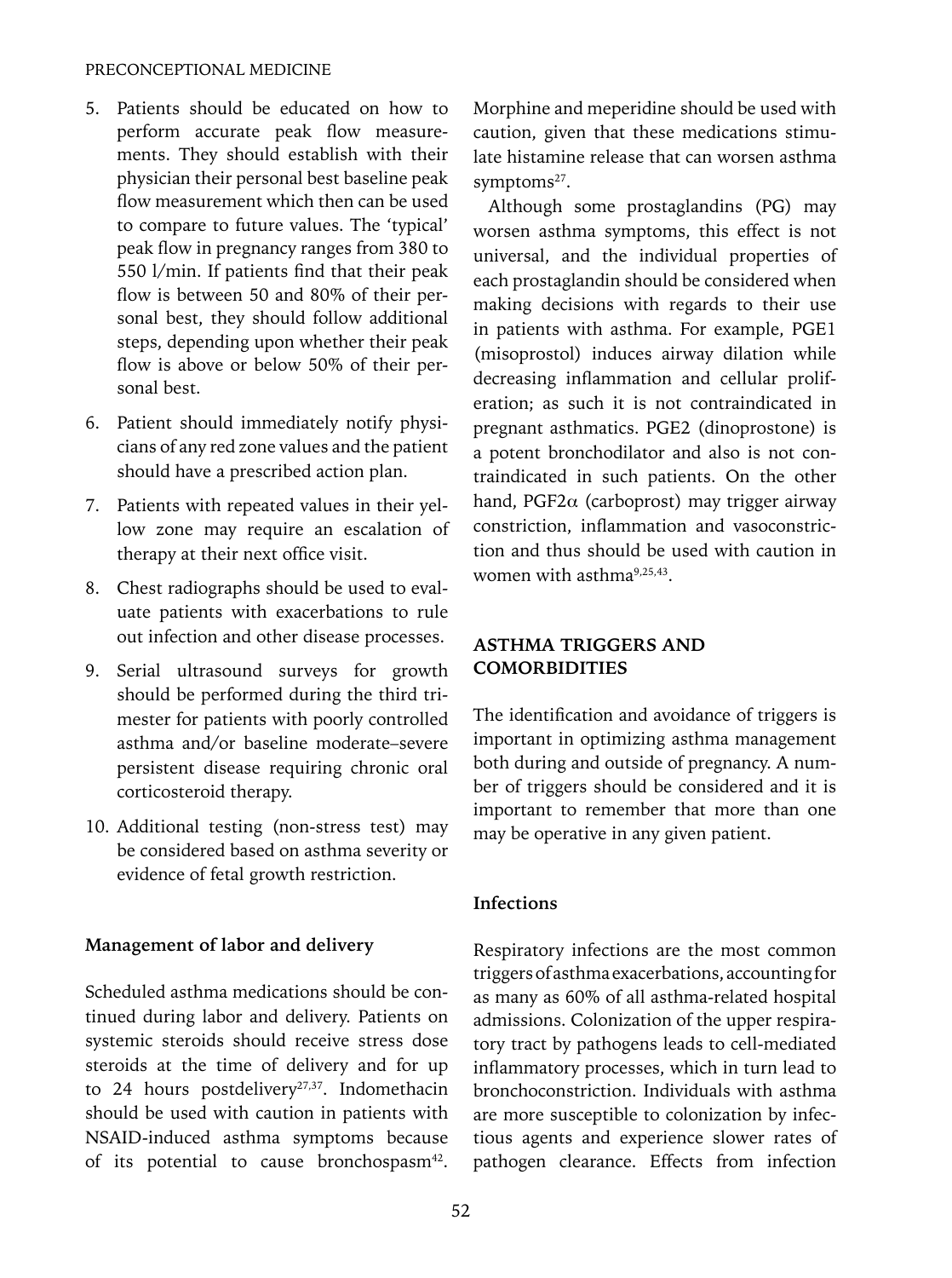5. Patients should be educated on how to perform accurate peak flow measurements. They should establish with their physician their personal best baseline peak flow measurement which then can be used to compare to future values. The 'typical' peak flow in pregnancy ranges from 380 to 550 l/min. If patients find that their peak flow is between 50 and 80% of their personal best, they should follow additional steps, depending upon whether their peak flow is above or below 50% of their personal best.
6. Patient should immediately notify physicians of any red zone values and the patient should have a prescribed action plan.
7. Patients with repeated values in their yellow zone may require an escalation of therapy at their next office visit.
8. Chest radiographs should be used to evaluate patients with exacerbations to rule out infection and other disease processes.
9. Serial ultrasound surveys for growth should be performed during the third trimester for patients with poorly controlled asthma and/or baseline moderate–severe persistent disease requiring chronic oral corticosteroid therapy.
10. Additional testing (non-stress test) may be considered based on asthma severity or evidence of fetal growth restriction.

### Management of labor and delivery

Scheduled asthma medications should be continued during labor and delivery. Patients on systemic steroids should receive stress dose steroids at the time of delivery and for up to 24 hours postdelivery[27,37]. Indomethacin should be used with caution in patients with NSAID-induced asthma symptoms because of its potential to cause bronchospasm[42]. Morphine and meperidine should be used with caution, given that these medications stimulate histamine release that can worsen asthma symptoms[27].

Although some prostaglandins (PG) may worsen asthma symptoms, this effect is not universal, and the individual properties of each prostaglandin should be considered when making decisions with regards to their use in patients with asthma. For example, PGE1 (misoprostol) induces airway dilation while decreasing inflammation and cellular proliferation; as such it is not contraindicated in pregnant asthmatics. PGE2 (dinoprostone) is a potent bronchodilator and also is not contraindicated in such patients. On the other hand, PGF2$\alpha$ (carboprost) may trigger airway constriction, inflammation and vasoconstriction and thus should be used with caution in women with asthma[9,25,43].

## ASTHMA TRIGGERS AND COMORBIDITIES

The identification and avoidance of triggers is important in optimizing asthma management both during and outside of pregnancy. A number of triggers should be considered and it is important to remember that more than one may be operative in any given patient.

### Infections

Respiratory infections are the most common triggers of asthma exacerbations, accounting for as many as 60% of all asthma-related hospital admissions. Colonization of the upper respiratory tract by pathogens leads to cell-mediated inflammatory processes, which in turn lead to bronchoconstriction. Individuals with asthma are more susceptible to colonization by infectious agents and experience slower rates of pathogen clearance. Effects from infection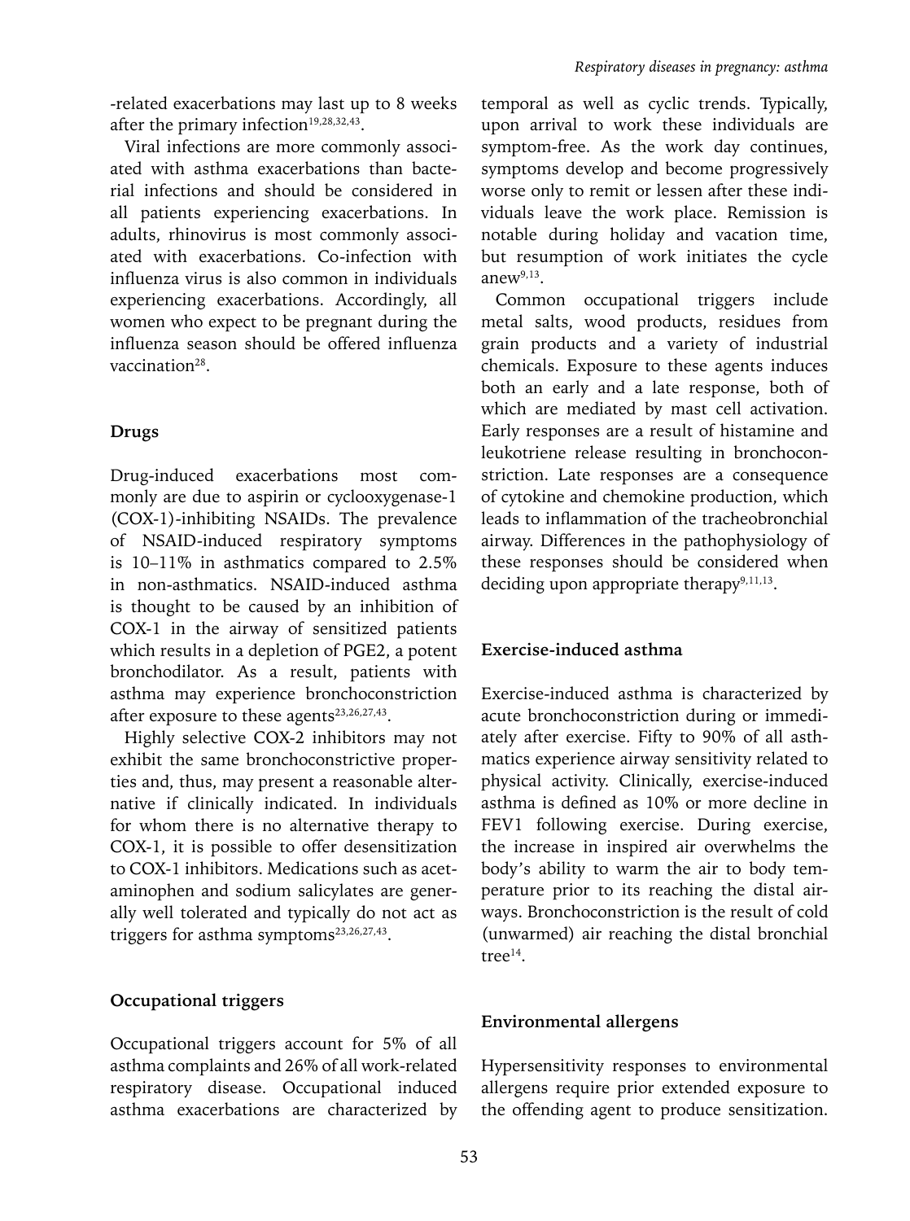-related exacerbations may last up to 8 weeks after the primary infection[19,28,32,43].

Viral infections are more commonly associated with asthma exacerbations than bacterial infections and should be considered in all patients experiencing exacerbations. In adults, rhinovirus is most commonly associated with exacerbations. Co-infection with influenza virus is also common in individuals experiencing exacerbations. Accordingly, all women who expect to be pregnant during the influenza season should be offered influenza vaccination[28].

### Drugs

Drug-induced exacerbations most commonly are due to aspirin or cyclooxygenase-1 (COX-1)-inhibiting NSAIDs. The prevalence of NSAID-induced respiratory symptoms is 10–11% in asthmatics compared to 2.5% in non-asthmatics. NSAID-induced asthma is thought to be caused by an inhibition of COX-1 in the airway of sensitized patients which results in a depletion of PGE2, a potent bronchodilator. As a result, patients with asthma may experience bronchoconstriction after exposure to these agents[23,26,27,43].

Highly selective COX-2 inhibitors may not exhibit the same bronchoconstrictive properties and, thus, may present a reasonable alternative if clinically indicated. In individuals for whom there is no alternative therapy to COX-1, it is possible to offer desensitization to COX-1 inhibitors. Medications such as acetaminophen and sodium salicylates are generally well tolerated and typically do not act as triggers for asthma symptoms[23,26,27,43].

### Occupational triggers

Occupational triggers account for 5% of all asthma complaints and 26% of all work-related respiratory disease. Occupational induced asthma exacerbations are characterized by temporal as well as cyclic trends. Typically, upon arrival to work these individuals are symptom-free. As the work day continues, symptoms develop and become progressively worse only to remit or lessen after these individuals leave the work place. Remission is notable during holiday and vacation time, but resumption of work initiates the cycle anew[9,13].

Common occupational triggers include metal salts, wood products, residues from grain products and a variety of industrial chemicals. Exposure to these agents induces both an early and a late response, both of which are mediated by mast cell activation. Early responses are a result of histamine and leukotriene release resulting in bronchoconstriction. Late responses are a consequence of cytokine and chemokine production, which leads to inflammation of the tracheobronchial airway. Differences in the pathophysiology of these responses should be considered when deciding upon appropriate therapy[9,11,13].

### Exercise-induced asthma

Exercise-induced asthma is characterized by acute bronchoconstriction during or immediately after exercise. Fifty to 90% of all asthmatics experience airway sensitivity related to physical activity. Clinically, exercise-induced asthma is defined as 10% or more decline in FEV1 following exercise. During exercise, the increase in inspired air overwhelms the body's ability to warm the air to body temperature prior to its reaching the distal airways. Bronchoconstriction is the result of cold (unwarmed) air reaching the distal bronchial tree[14].

### Environmental allergens

Hypersensitivity responses to environmental allergens require prior extended exposure to the offending agent to produce sensitization.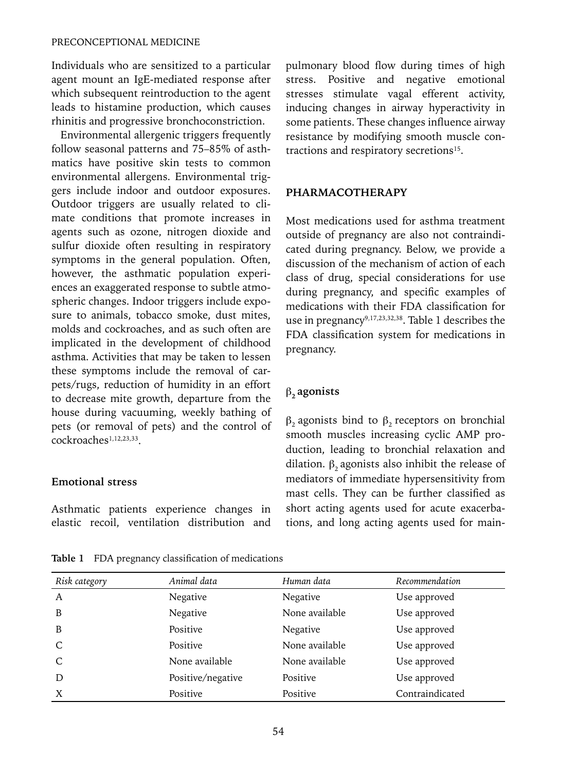Individuals who are sensitized to a particular agent mount an IgE-mediated response after which subsequent reintroduction to the agent leads to histamine production, which causes rhinitis and progressive bronchoconstriction.

Environmental allergenic triggers frequently follow seasonal patterns and 75–85% of asthmatics have positive skin tests to common environmental allergens. Environmental triggers include indoor and outdoor exposures. Outdoor triggers are usually related to climate conditions that promote increases in agents such as ozone, nitrogen dioxide and sulfur dioxide often resulting in respiratory symptoms in the general population. Often, however, the asthmatic population experiences an exaggerated response to subtle atmospheric changes. Indoor triggers include exposure to animals, tobacco smoke, dust mites, molds and cockroaches, and as such often are implicated in the development of childhood asthma. Activities that may be taken to lessen these symptoms include the removal of carpets/rugs, reduction of humidity in an effort to decrease mite growth, departure from the house during vacuuming, weekly bathing of pets (or removal of pets) and the control of cockroaches[1,12,23,33].

### Emotional stress

Asthmatic patients experience changes in elastic recoil, ventilation distribution and pulmonary blood flow during times of high stress. Positive and negative emotional stresses stimulate vagal efferent activity, inducing changes in airway hyperactivity in some patients. These changes influence airway resistance by modifying smooth muscle contractions and respiratory secretions[15].

## PHARMACOTHERAPY

Most medications used for asthma treatment outside of pregnancy are also not contraindicated during pregnancy. Below, we provide a discussion of the mechanism of action of each class of drug, special considerations for use during pregnancy, and specific examples of medications with their FDA classification for use in pregnancy[9,17,23,32,38]. Table 1 describes the FDA classification system for medications in pregnancy.

### $\beta_2$ agonists

$\beta_2$ agonists bind to $\beta_2$ receptors on bronchial smooth muscles increasing cyclic AMP production, leading to bronchial relaxation and dilation. $\beta_2$ agonists also inhibit the release of mediators of immediate hypersensitivity from mast cells. They can be further classified as short acting agents used for acute exacerbations, and long acting agents used for main-

**Table 1** FDA pregnancy classification of medications

| *Risk category* | *Animal data* | *Human data* | *Recommendation* |
|---|---|---|---|
| A | Negative | Negative | Use approved |
| B | Negative | None available | Use approved |
| B | Positive | Negative | Use approved |
| C | Positive | None available | Use approved |
| C | None available | None available | Use approved |
| D | Positive/negative | Positive | Use approved |
| X | Positive | Positive | Contraindicated |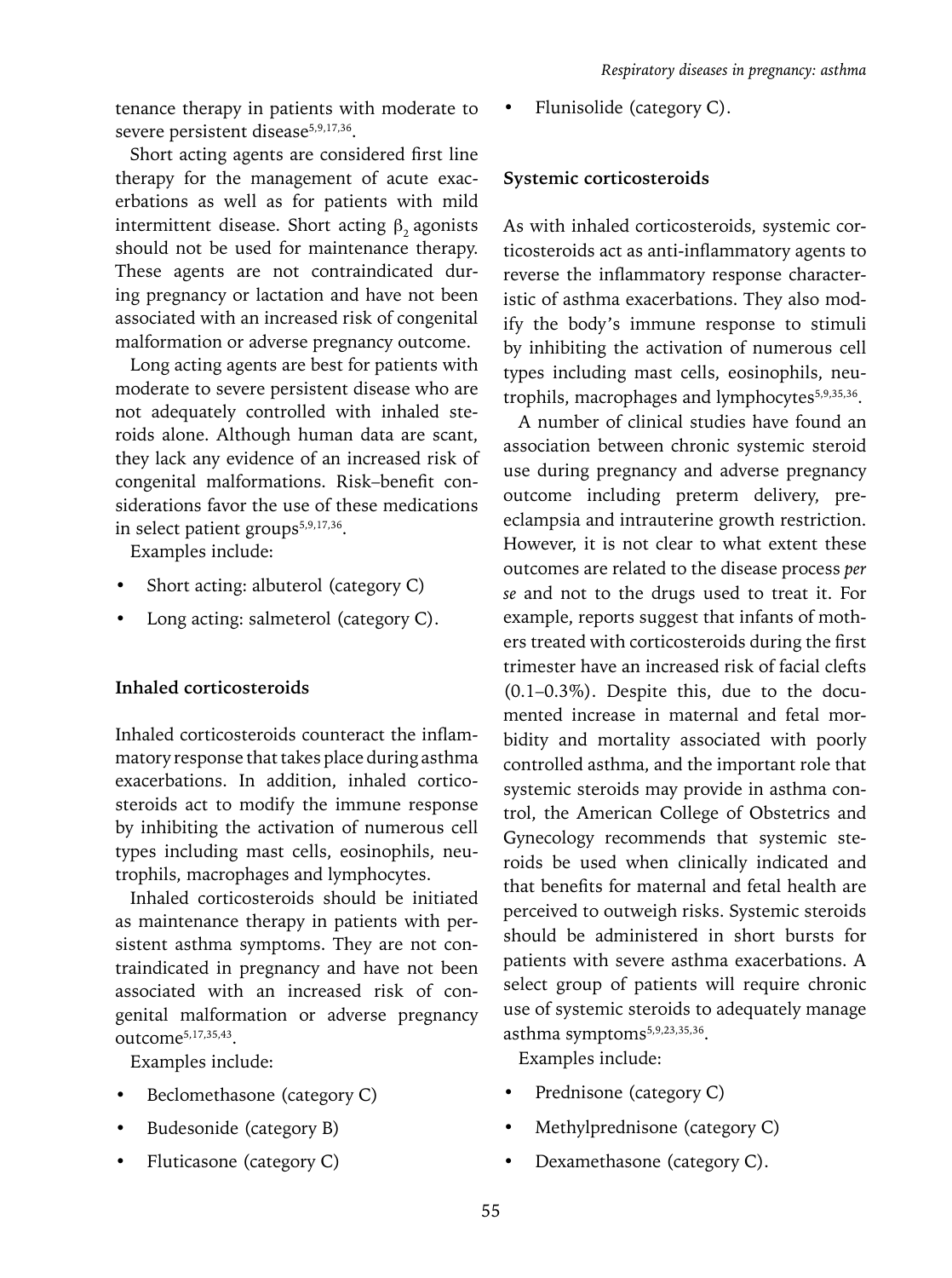tenance therapy in patients with moderate to severe persistent disease[5,9,17,36].

Short acting agents are considered first line therapy for the management of acute exacerbations as well as for patients with mild intermittent disease. Short acting $\beta_2$ agonists should not be used for maintenance therapy. These agents are not contraindicated during pregnancy or lactation and have not been associated with an increased risk of congenital malformation or adverse pregnancy outcome.

Long acting agents are best for patients with moderate to severe persistent disease who are not adequately controlled with inhaled steroids alone. Although human data are scant, they lack any evidence of an increased risk of congenital malformations. Risk–benefit considerations favor the use of these medications in select patient groups[5,9,17,36].

Examples include:

- Short acting: albuterol (category C)
- Long acting: salmeterol (category C).

### Inhaled corticosteroids

Inhaled corticosteroids counteract the inflammatory response that takes place during asthma exacerbations. In addition, inhaled corticosteroids act to modify the immune response by inhibiting the activation of numerous cell types including mast cells, eosinophils, neutrophils, macrophages and lymphocytes.

Inhaled corticosteroids should be initiated as maintenance therapy in patients with persistent asthma symptoms. They are not contraindicated in pregnancy and have not been associated with an increased risk of congenital malformation or adverse pregnancy outcome[5,17,35,43].

Examples include:

- Beclomethasone (category C)
- Budesonide (category B)
- Fluticasone (category C)
- Flunisolide (category C).

### Systemic corticosteroids

As with inhaled corticosteroids, systemic corticosteroids act as anti-inflammatory agents to reverse the inflammatory response characteristic of asthma exacerbations. They also modify the body's immune response to stimuli by inhibiting the activation of numerous cell types including mast cells, eosinophils, neutrophils, macrophages and lymphocytes[5,9,35,36].

A number of clinical studies have found an association between chronic systemic steroid use during pregnancy and adverse pregnancy outcome including preterm delivery, preeclampsia and intrauterine growth restriction. However, it is not clear to what extent these outcomes are related to the disease process *per se* and not to the drugs used to treat it. For example, reports suggest that infants of mothers treated with corticosteroids during the first trimester have an increased risk of facial clefts (0.1–0.3%). Despite this, due to the documented increase in maternal and fetal morbidity and mortality associated with poorly controlled asthma, and the important role that systemic steroids may provide in asthma control, the American College of Obstetrics and Gynecology recommends that systemic steroids be used when clinically indicated and that benefits for maternal and fetal health are perceived to outweigh risks. Systemic steroids should be administered in short bursts for patients with severe asthma exacerbations. A select group of patients will require chronic use of systemic steroids to adequately manage asthma symptoms[5,9,23,35,36].

Examples include:

- Prednisone (category C)
- Methylprednisone (category C)
- Dexamethasone (category C).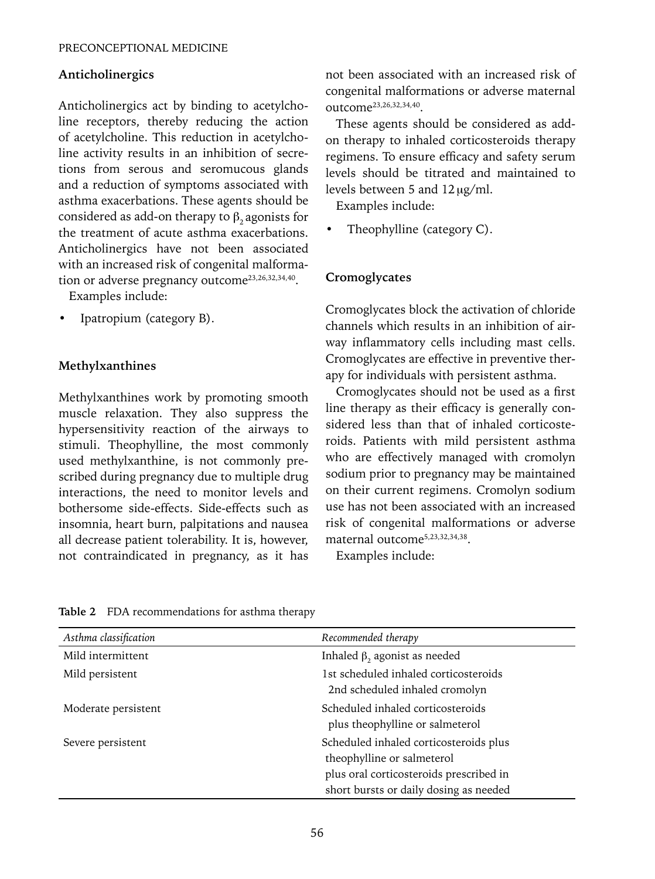## Anticholinergics

Anticholinergics act by binding to acetylcholine receptors, thereby reducing the action of acetylcholine. This reduction in acetylcholine activity results in an inhibition of secretions from serous and seromucous glands and a reduction of symptoms associated with asthma exacerbations. These agents should be considered as add-on therapy to $\beta_2$ agonists for the treatment of acute asthma exacerbations. Anticholinergics have not been associated with an increased risk of congenital malformation or adverse pregnancy outcome[23,26,32,34,40].

Examples include:

- Ipatropium (category B).

## Methylxanthines

Methylxanthines work by promoting smooth muscle relaxation. They also suppress the hypersensitivity reaction of the airways to stimuli. Theophylline, the most commonly used methylxanthine, is not commonly prescribed during pregnancy due to multiple drug interactions, the need to monitor levels and bothersome side-effects. Side-effects such as insomnia, heart burn, palpitations and nausea all decrease patient tolerability. It is, however, not contraindicated in pregnancy, as it has not been associated with an increased risk of congenital malformations or adverse maternal outcome[23,26,32,34,40].

These agents should be considered as add-on therapy to inhaled corticosteroids therapy regimens. To ensure efficacy and safety serum levels should be titrated and maintained to levels between 5 and 12 μg/ml.

Examples include:

- Theophylline (category C).

## Cromoglycates

Cromoglycates block the activation of chloride channels which results in an inhibition of airway inflammatory cells including mast cells. Cromoglycates are effective in preventive therapy for individuals with persistent asthma.

Cromoglycates should not be used as a first line therapy as their efficacy is generally considered less than that of inhaled corticosteroids. Patients with mild persistent asthma who are effectively managed with cromolyn sodium prior to pregnancy may be maintained on their current regimens. Cromolyn sodium use has not been associated with an increased risk of congenital malformations or adverse maternal outcome[5,23,32,34,38].

Examples include:

**Table 2** FDA recommendations for asthma therapy

| *Asthma classification* | *Recommended therapy* |
|---|---|
| Mild intermittent | Inhaled $\beta_2$ agonist as needed |
| Mild persistent | 1st scheduled inhaled corticosteroids<br>2nd scheduled inhaled cromolyn |
| Moderate persistent | Scheduled inhaled corticosteroids plus theophylline or salmeterol |
| Severe persistent | Scheduled inhaled corticosteroids plus theophylline or salmeterol plus oral corticosteroids prescribed in short bursts or daily dosing as needed |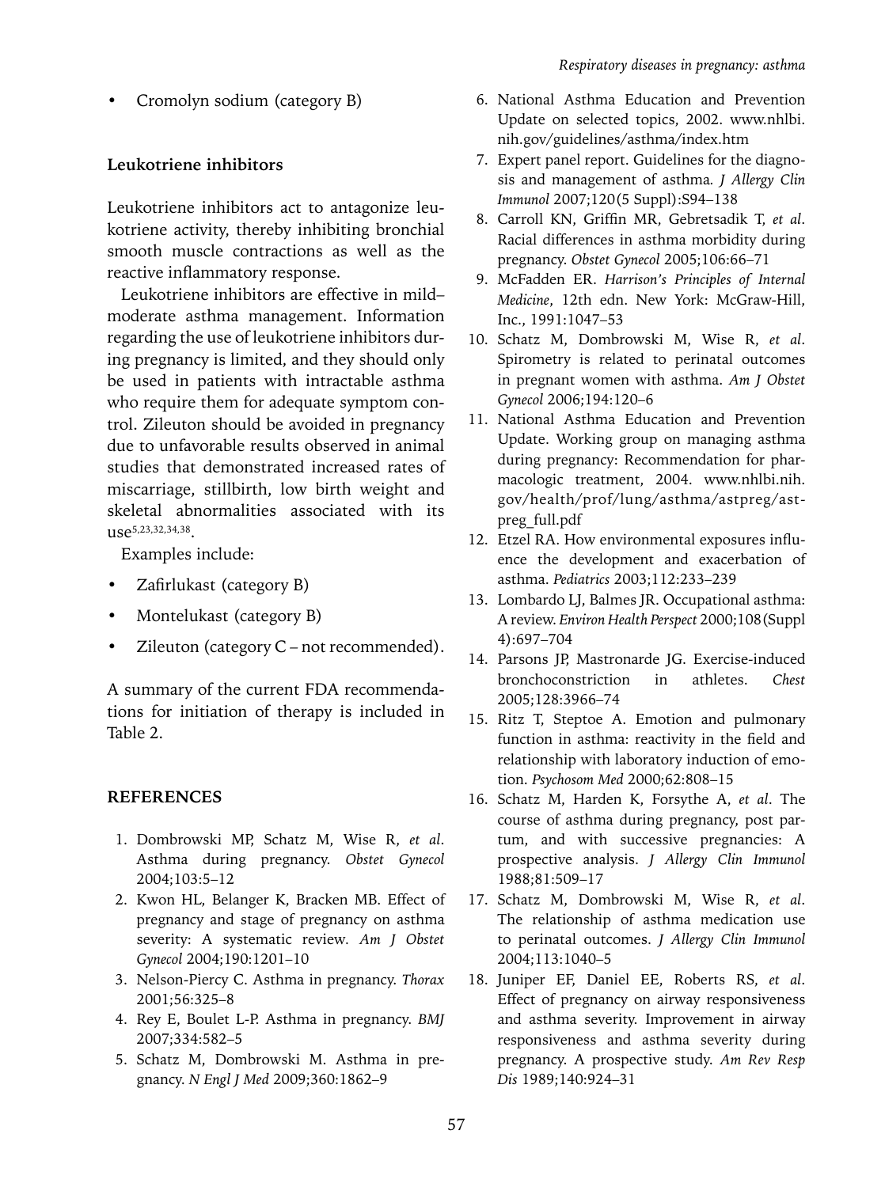- Cromolyn sodium (category B)

### Leukotriene inhibitors

Leukotriene inhibitors act to antagonize leukotriene activity, thereby inhibiting bronchial smooth muscle contractions as well as the reactive inflammatory response.

Leukotriene inhibitors are effective in mild–moderate asthma management. Information regarding the use of leukotriene inhibitors during pregnancy is limited, and they should only be used in patients with intractable asthma who require them for adequate symptom control. Zileuton should be avoided in pregnancy due to unfavorable results observed in animal studies that demonstrated increased rates of miscarriage, stillbirth, low birth weight and skeletal abnormalities associated with its use[5,23,32,34,38].

Examples include:

- Zafirlukast (category B)
- Montelukast (category B)
- Zileuton (category C – not recommended).

A summary of the current FDA recommendations for initiation of therapy is included in Table 2.

## REFERENCES

1. Dombrowski MP, Schatz M, Wise R, *et al*. Asthma during pregnancy. *Obstet Gynecol* 2004;103:5–12
2. Kwon HL, Belanger K, Bracken MB. Effect of pregnancy and stage of pregnancy on asthma severity: A systematic review. *Am J Obstet Gynecol* 2004;190:1201–10
3. Nelson-Piercy C. Asthma in pregnancy. *Thorax* 2001;56:325–8
4. Rey E, Boulet L-P. Asthma in pregnancy. *BMJ* 2007;334:582–5
5. Schatz M, Dombrowski M. Asthma in pregnancy. *N Engl J Med* 2009;360:1862–9
6. National Asthma Education and Prevention Update on selected topics, 2002. www.nhlbi.nih.gov/guidelines/asthma/index.htm
7. Expert panel report. Guidelines for the diagnosis and management of asthma. *J Allergy Clin Immunol* 2007;120(5 Suppl):S94–138
8. Carroll KN, Griffin MR, Gebretsadik T, *et al*. Racial differences in asthma morbidity during pregnancy. *Obstet Gynecol* 2005;106:66–71
9. McFadden ER. *Harrison's Principles of Internal Medicine*, 12th edn. New York: McGraw-Hill, Inc., 1991:1047–53
10. Schatz M, Dombrowski M, Wise R, *et al*. Spirometry is related to perinatal outcomes in pregnant women with asthma. *Am J Obstet Gynecol* 2006;194:120–6
11. National Asthma Education and Prevention Update. Working group on managing asthma during pregnancy: Recommendation for pharmacologic treatment, 2004. www.nhlbi.nih.gov/health/prof/lung/asthma/astpreg/astpreg_full.pdf
12. Etzel RA. How environmental exposures influence the development and exacerbation of asthma. *Pediatrics* 2003;112:233–239
13. Lombardo LJ, Balmes JR. Occupational asthma: A review. *Environ Health Perspect* 2000;108(Suppl 4):697–704
14. Parsons JP, Mastronarde JG. Exercise-induced bronchoconstriction in athletes. *Chest* 2005;128:3966–74
15. Ritz T, Steptoe A. Emotion and pulmonary function in asthma: reactivity in the field and relationship with laboratory induction of emotion. *Psychosom Med* 2000;62:808–15
16. Schatz M, Harden K, Forsythe A, *et al*. The course of asthma during pregnancy, post partum, and with successive pregnancies: A prospective analysis. *J Allergy Clin Immunol* 1988;81:509–17
17. Schatz M, Dombrowski M, Wise R, *et al*. The relationship of asthma medication use to perinatal outcomes. *J Allergy Clin Immunol* 2004;113:1040–5
18. Juniper EF, Daniel EE, Roberts RS, *et al*. Effect of pregnancy on airway responsiveness and asthma severity. Improvement in airway responsiveness and asthma severity during pregnancy. A prospective study. *Am Rev Resp Dis* 1989;140:924–31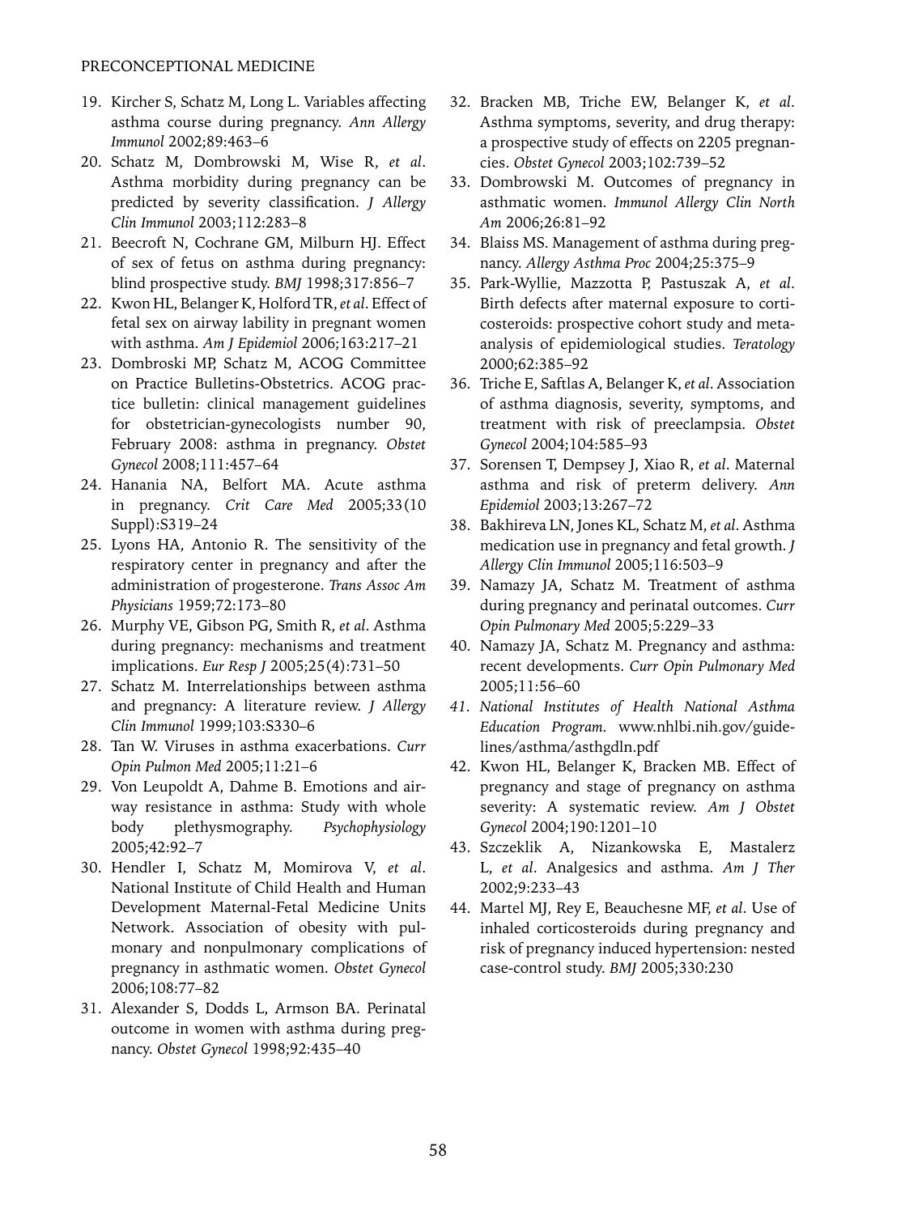19. Kircher S, Schatz M, Long L. Variables affecting asthma course during pregnancy. *Ann Allergy Immunol* 2002;89:463–6
20. Schatz M, Dombrowski M, Wise R, *et al*. Asthma morbidity during pregnancy can be predicted by severity classification. *J Allergy Clin Immunol* 2003;112:283–8
21. Beecroft N, Cochrane GM, Milburn HJ. Effect of sex of fetus on asthma during pregnancy: blind prospective study. *BMJ* 1998;317:856–7
22. Kwon HL, Belanger K, Holford TR, *et al*. Effect of fetal sex on airway lability in pregnant women with asthma. *Am J Epidemiol* 2006;163:217–21
23. Dombroski MP, Schatz M, ACOG Committee on Practice Bulletins-Obstetrics. ACOG practice bulletin: clinical management guidelines for obstetrician-gynecologists number 90, February 2008: asthma in pregnancy. *Obstet Gynecol* 2008;111:457–64
24. Hanania NA, Belfort MA. Acute asthma in pregnancy. *Crit Care Med* 2005;33(10 Suppl):S319–24
25. Lyons HA, Antonio R. The sensitivity of the respiratory center in pregnancy and after the administration of progesterone. *Trans Assoc Am Physicians* 1959;72:173–80
26. Murphy VE, Gibson PG, Smith R, *et al*. Asthma during pregnancy: mechanisms and treatment implications. *Eur Resp J* 2005;25(4):731–50
27. Schatz M. Interrelationships between asthma and pregnancy: A literature review. *J Allergy Clin Immunol* 1999;103:S330–6
28. Tan W. Viruses in asthma exacerbations. *Curr Opin Pulmon Med* 2005;11:21–6
29. Von Leupoldt A, Dahme B. Emotions and airway resistance in asthma: Study with whole body plethysmography. *Psychophysiology* 2005;42:92–7
30. Hendler I, Schatz M, Momirova V, *et al*. National Institute of Child Health and Human Development Maternal-Fetal Medicine Units Network. Association of obesity with pulmonary and nonpulmonary complications of pregnancy in asthmatic women. *Obstet Gynecol* 2006;108:77–82
31. Alexander S, Dodds L, Armson BA. Perinatal outcome in women with asthma during pregnancy. *Obstet Gynecol* 1998;92:435–40
32. Bracken MB, Triche EW, Belanger K, *et al*. Asthma symptoms, severity, and drug therapy: a prospective study of effects on 2205 pregnancies. *Obstet Gynecol* 2003;102:739–52
33. Dombrowski M. Outcomes of pregnancy in asthmatic women. *Immunol Allergy Clin North Am* 2006;26:81–92
34. Blaiss MS. Management of asthma during pregnancy. *Allergy Asthma Proc* 2004;25:375–9
35. Park-Wyllie, Mazzotta P, Pastuszak A, *et al*. Birth defects after maternal exposure to corticosteroids: prospective cohort study and meta-analysis of epidemiological studies. *Teratology* 2000;62:385–92
36. Triche E, Saftlas A, Belanger K, *et al*. Association of asthma diagnosis, severity, symptoms, and treatment with risk of preeclampsia. *Obstet Gynecol* 2004;104:585–93
37. Sorensen T, Dempsey J, Xiao R, *et al*. Maternal asthma and risk of preterm delivery. *Ann Epidemiol* 2003;13:267–72
38. Bakhireva LN, Jones KL, Schatz M, *et al*. Asthma medication use in pregnancy and fetal growth. *J Allergy Clin Immunol* 2005;116:503–9
39. Namazy JA, Schatz M. Treatment of asthma during pregnancy and perinatal outcomes. *Curr Opin Pulmonary Med* 2005;5:229–33
40. Namazy JA, Schatz M. Pregnancy and asthma: recent developments. *Curr Opin Pulmonary Med* 2005;11:56–60
41. *National Institutes of Health National Asthma Education Program*. www.nhlbi.nih.gov/guidelines/asthma/asthgdln.pdf
42. Kwon HL, Belanger K, Bracken MB. Effect of pregnancy and stage of pregnancy on asthma severity: A systematic review. *Am J Obstet Gynecol* 2004;190:1201–10
43. Szczeklik A, Nizankowska E, Mastalerz L, *et al*. Analgesics and asthma. *Am J Ther* 2002;9:233–43
44. Martel MJ, Rey E, Beauchesne MF, *et al*. Use of inhaled corticosteroids during pregnancy and risk of pregnancy induced hypertension: nested case-control study. *BMJ* 2005;330:230